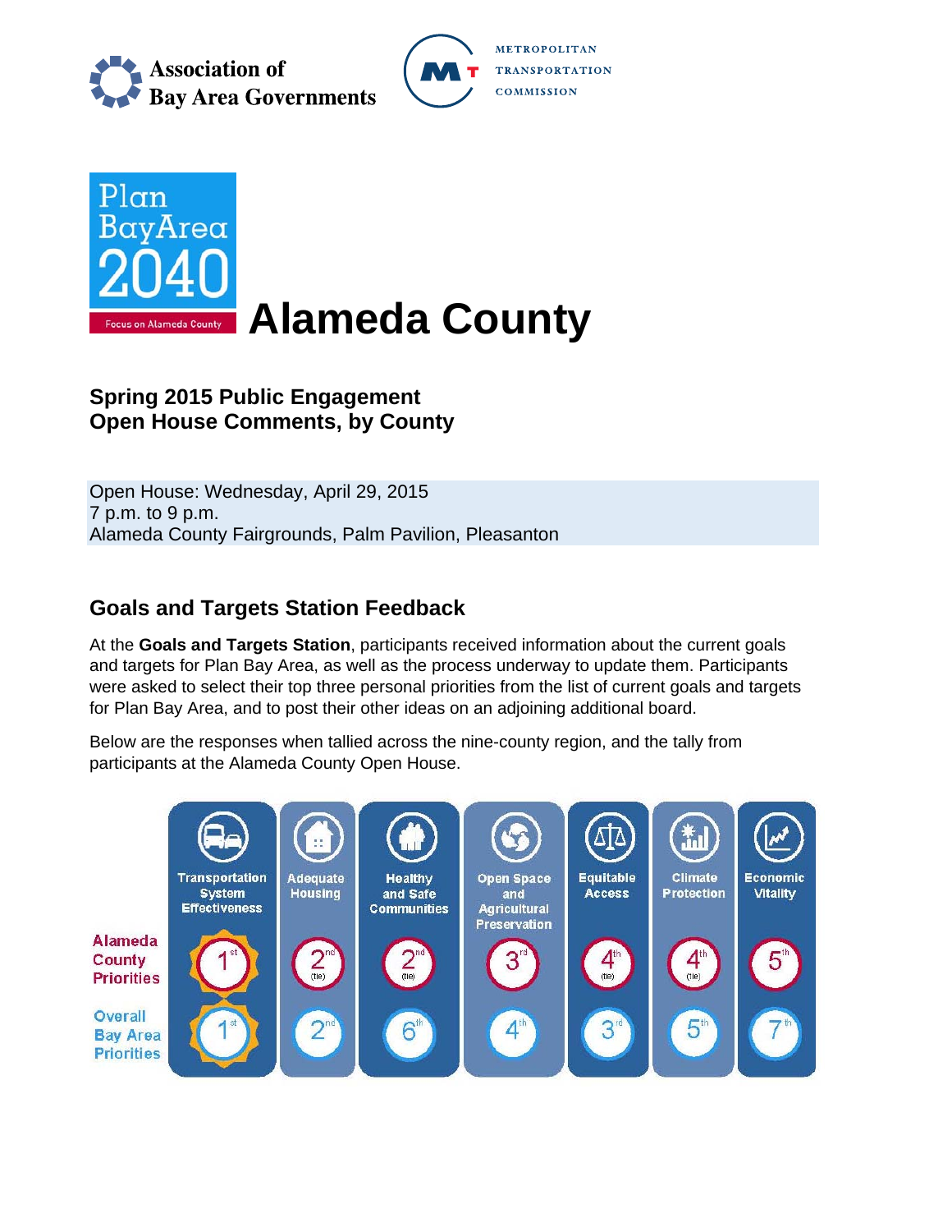Association of Bay Area Governments

METROPOLITAN TRANSPORTATION COMMISSION

Plan Bay Area 2040

Focus on Alameda County

# Alameda County

## Spring 2015 Public Engagement
## Open House Comments, by County

Open House: Wednesday, April 29, 2015
7 p.m. to 9 p.m.
Alameda County Fairgrounds, Palm Pavilion, Pleasanton

## Goals and Targets Station Feedback

At the **Goals and Targets Station**, participants received information about the current goals and targets for Plan Bay Area, as well as the process underway to update them. Participants were asked to select their top three personal priorities from the list of current goals and targets for Plan Bay Area, and to post their other ideas on an adjoining additional board.

Below are the responses when tallied across the nine-county region, and the tally from participants at the Alameda County Open House.

| | Transportation System Effectiveness | Adequate Housing | Healthy and Safe Communities | Open Space and Agricultural Preservation | Equitable Access | Climate Protection | Economic Vitality |
|---|---|---|---|---|---|---|---|
| Alameda County Priorities | 1st | 2nd (tie) | 2nd (tie) | 3rd | 4th (tie) | 4th (tie) | 5th |
| Overall Bay Area Priorities | 1st | 2nd | 6th | 4th | 3rd | 5th | 7th |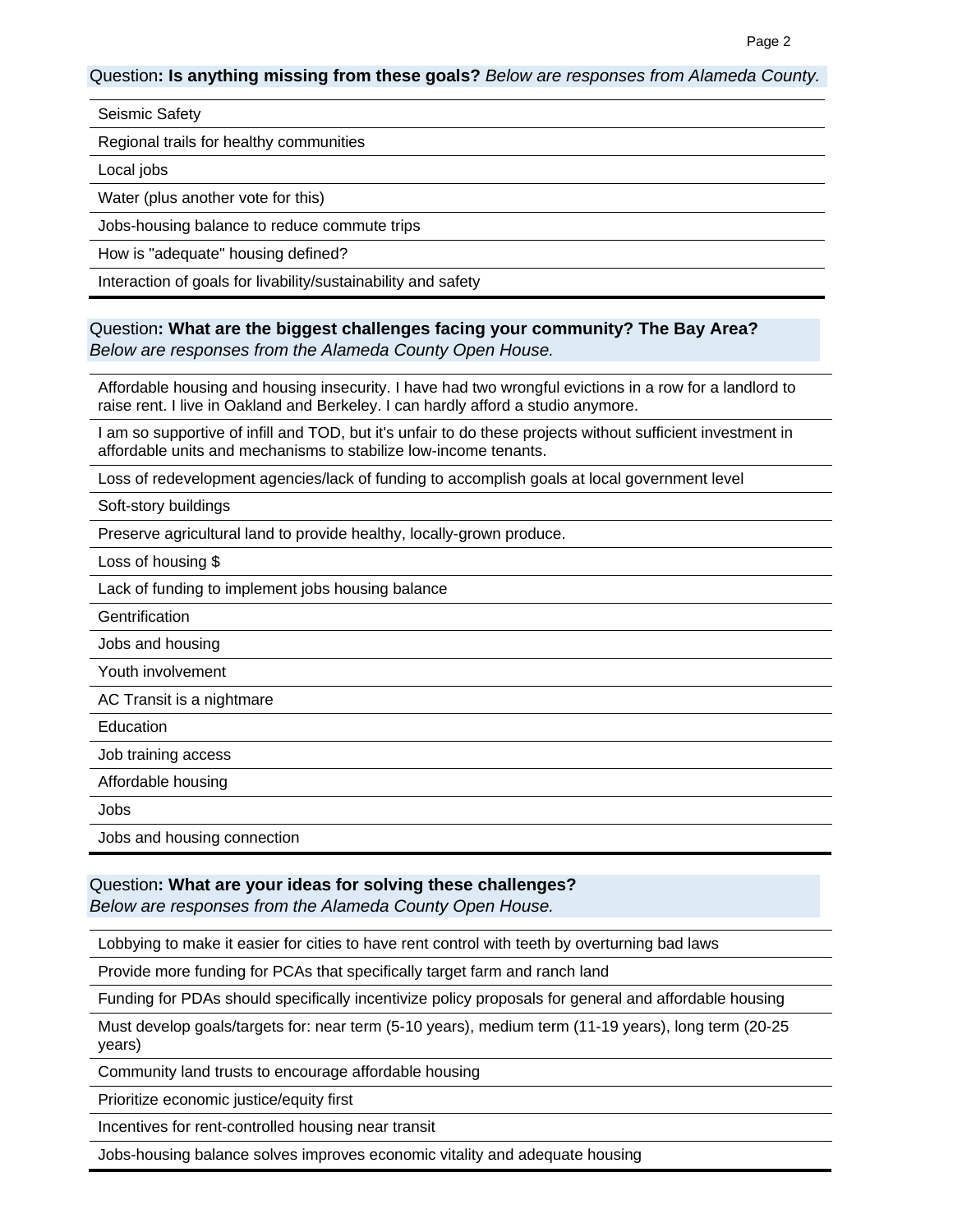Question**: Is anything missing from these goals?** *Below are responses from Alameda County.*

- Seismic Safety
- Regional trails for healthy communities
- Local jobs
- Water (plus another vote for this)
- Jobs-housing balance to reduce commute trips
- How is "adequate" housing defined?
- Interaction of goals for livability/sustainability and safety

Question**: What are the biggest challenges facing your community? The Bay Area?**
*Below are responses from the Alameda County Open House.*

- Affordable housing and housing insecurity. I have had two wrongful evictions in a row for a landlord to raise rent. I live in Oakland and Berkeley. I can hardly afford a studio anymore.
- I am so supportive of infill and TOD, but it's unfair to do these projects without sufficient investment in affordable units and mechanisms to stabilize low-income tenants.
- Loss of redevelopment agencies/lack of funding to accomplish goals at local government level
- Soft-story buildings
- Preserve agricultural land to provide healthy, locally-grown produce.
- Loss of housing $
- Lack of funding to implement jobs housing balance
- Gentrification
- Jobs and housing
- Youth involvement
- AC Transit is a nightmare
- Education
- Job training access
- Affordable housing
- Jobs
- Jobs and housing connection

Question**: What are your ideas for solving these challenges?**
*Below are responses from the Alameda County Open House.*

- Lobbying to make it easier for cities to have rent control with teeth by overturning bad laws
- Provide more funding for PCAs that specifically target farm and ranch land
- Funding for PDAs should specifically incentivize policy proposals for general and affordable housing
- Must develop goals/targets for: near term (5-10 years), medium term (11-19 years), long term (20-25 years)
- Community land trusts to encourage affordable housing
- Prioritize economic justice/equity first
- Incentives for rent-controlled housing near transit
- Jobs-housing balance solves improves economic vitality and adequate housing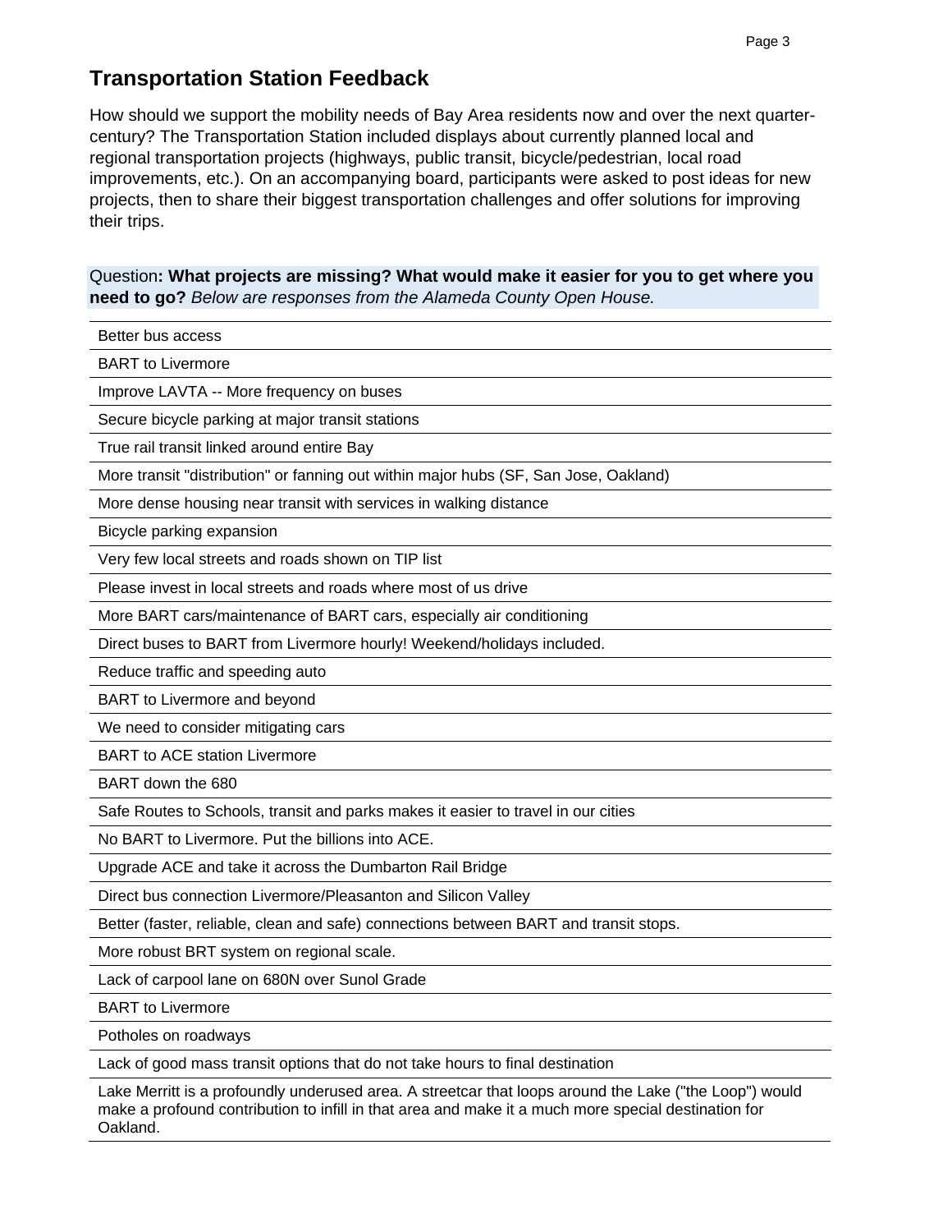## Transportation Station Feedback

How should we support the mobility needs of Bay Area residents now and over the next quarter-century? The Transportation Station included displays about currently planned local and regional transportation projects (highways, public transit, bicycle/pedestrian, local road improvements, etc.). On an accompanying board, participants were asked to post ideas for new projects, then to share their biggest transportation challenges and offer solutions for improving their trips.

Question**: What projects are missing? What would make it easier for you to get where you need to go?** *Below are responses from the Alameda County Open House.*

| |
|---|
| Better bus access |
| BART to Livermore |
| Improve LAVTA -- More frequency on buses |
| Secure bicycle parking at major transit stations |
| True rail transit linked around entire Bay |
| More transit "distribution" or fanning out within major hubs (SF, San Jose, Oakland) |
| More dense housing near transit with services in walking distance |
| Bicycle parking expansion |
| Very few local streets and roads shown on TIP list |
| Please invest in local streets and roads where most of us drive |
| More BART cars/maintenance of BART cars, especially air conditioning |
| Direct buses to BART from Livermore hourly! Weekend/holidays included. |
| Reduce traffic and speeding auto |
| BART to Livermore and beyond |
| We need to consider mitigating cars |
| BART to ACE station Livermore |
| BART down the 680 |
| Safe Routes to Schools, transit and parks makes it easier to travel in our cities |
| No BART to Livermore. Put the billions into ACE. |
| Upgrade ACE and take it across the Dumbarton Rail Bridge |
| Direct bus connection Livermore/Pleasanton and Silicon Valley |
| Better (faster, reliable, clean and safe) connections between BART and transit stops. |
| More robust BRT system on regional scale. |
| Lack of carpool lane on 680N over Sunol Grade |
| BART to Livermore |
| Potholes on roadways |
| Lack of good mass transit options that do not take hours to final destination |
| Lake Merritt is a profoundly underused area. A streetcar that loops around the Lake ("the Loop") would make a profound contribution to infill in that area and make it a much more special destination for Oakland. |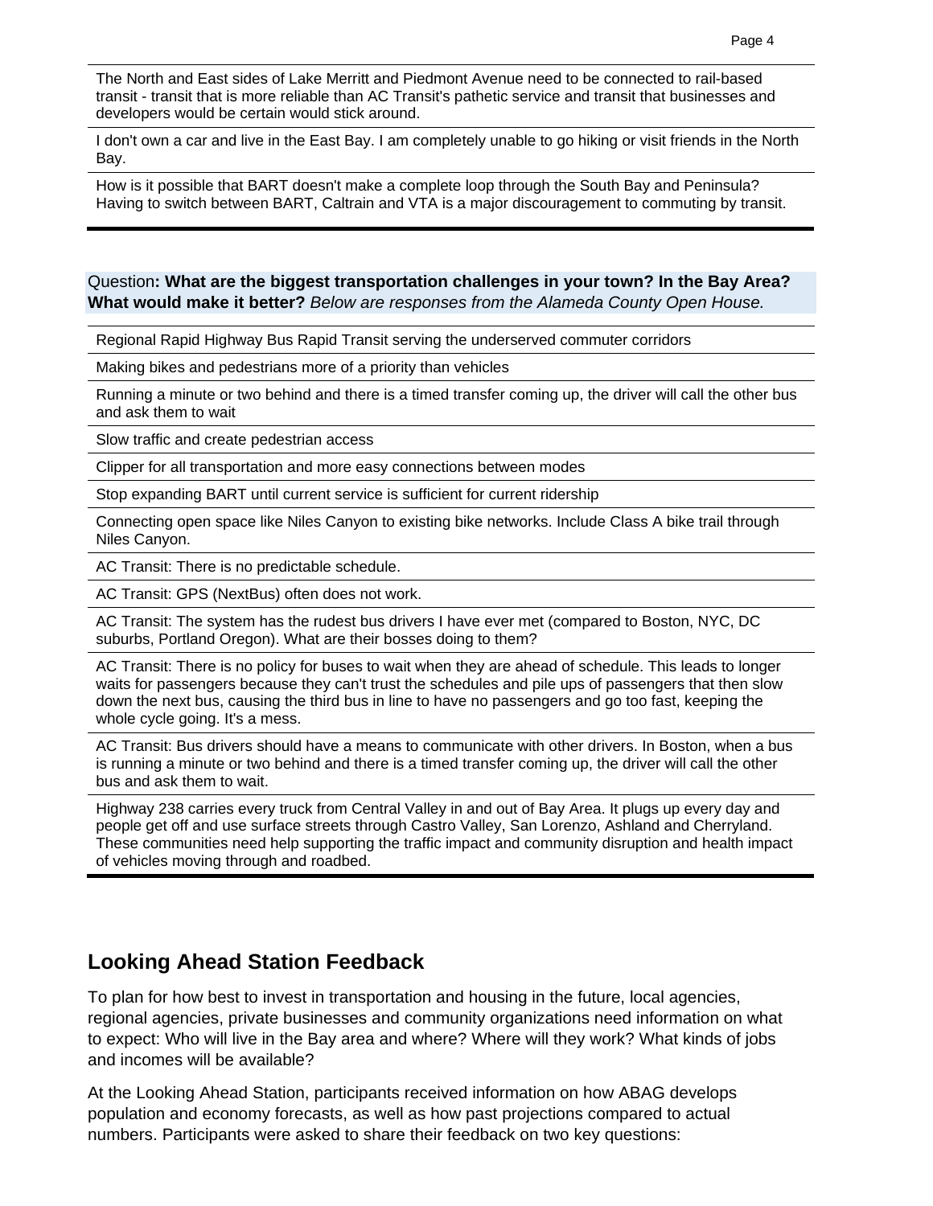| |
|---|
| The North and East sides of Lake Merritt and Piedmont Avenue need to be connected to rail-based transit - transit that is more reliable than AC Transit's pathetic service and transit that businesses and developers would be certain would stick around. |
| I don't own a car and live in the East Bay. I am completely unable to go hiking or visit friends in the North Bay. |
| How is it possible that BART doesn't make a complete loop through the South Bay and Peninsula? Having to switch between BART, Caltrain and VTA is a major discouragement to commuting by transit. |

Question**: What are the biggest transportation challenges in your town? In the Bay Area? What would make it better?** *Below are responses from the Alameda County Open House.*

| |
|---|
| Regional Rapid Highway Bus Rapid Transit serving the underserved commuter corridors |
| Making bikes and pedestrians more of a priority than vehicles |
| Running a minute or two behind and there is a timed transfer coming up, the driver will call the other bus and ask them to wait |
| Slow traffic and create pedestrian access |
| Clipper for all transportation and more easy connections between modes |
| Stop expanding BART until current service is sufficient for current ridership |
| Connecting open space like Niles Canyon to existing bike networks. Include Class A bike trail through Niles Canyon. |
| AC Transit: There is no predictable schedule. |
| AC Transit: GPS (NextBus) often does not work. |
| AC Transit: The system has the rudest bus drivers I have ever met (compared to Boston, NYC, DC suburbs, Portland Oregon). What are their bosses doing to them? |
| AC Transit: There is no policy for buses to wait when they are ahead of schedule. This leads to longer waits for passengers because they can't trust the schedules and pile ups of passengers that then slow down the next bus, causing the third bus in line to have no passengers and go too fast, keeping the whole cycle going. It's a mess. |
| AC Transit: Bus drivers should have a means to communicate with other drivers. In Boston, when a bus is running a minute or two behind and there is a timed transfer coming up, the driver will call the other bus and ask them to wait. |
| Highway 238 carries every truck from Central Valley in and out of Bay Area. It plugs up every day and people get off and use surface streets through Castro Valley, San Lorenzo, Ashland and Cherryland. These communities need help supporting the traffic impact and community disruption and health impact of vehicles moving through and roadbed. |

## Looking Ahead Station Feedback

To plan for how best to invest in transportation and housing in the future, local agencies, regional agencies, private businesses and community organizations need information on what to expect: Who will live in the Bay area and where? Where will they work? What kinds of jobs and incomes will be available?

At the Looking Ahead Station, participants received information on how ABAG develops population and economy forecasts, as well as how past projections compared to actual numbers. Participants were asked to share their feedback on two key questions: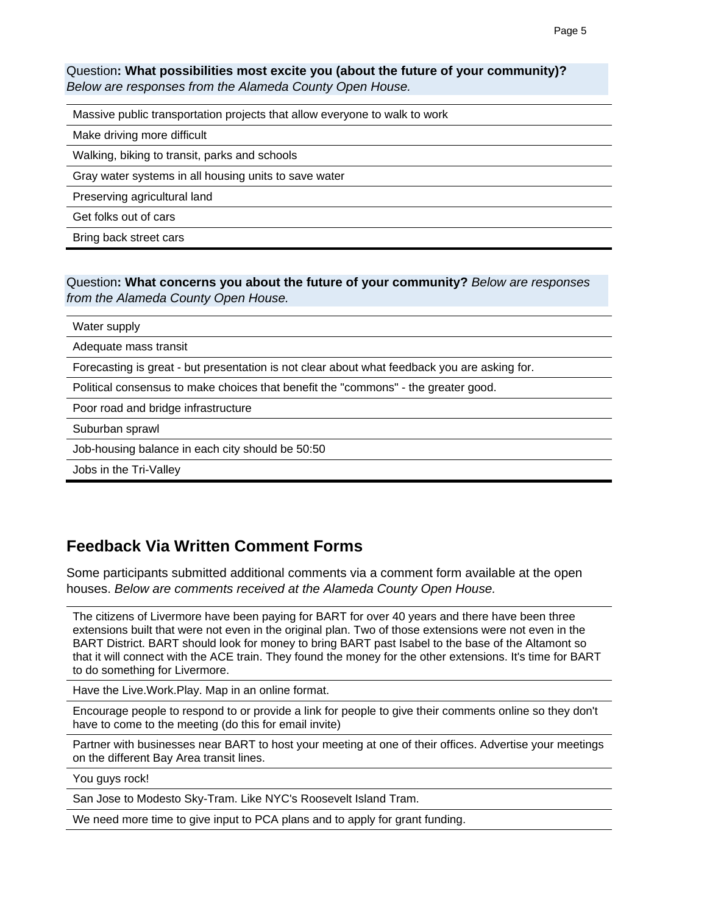Question**: What possibilities most excite you (about the future of your community)?**
*Below are responses from the Alameda County Open House.*

| |
|---|
| Massive public transportation projects that allow everyone to walk to work |
| Make driving more difficult |
| Walking, biking to transit, parks and schools |
| Gray water systems in all housing units to save water |
| Preserving agricultural land |
| Get folks out of cars |
| Bring back street cars |

Question**: What concerns you about the future of your community?** *Below are responses from the Alameda County Open House.*

| |
|---|
| Water supply |
| Adequate mass transit |
| Forecasting is great - but presentation is not clear about what feedback you are asking for. |
| Political consensus to make choices that benefit the "commons" - the greater good. |
| Poor road and bridge infrastructure |
| Suburban sprawl |
| Job-housing balance in each city should be 50:50 |
| Jobs in the Tri-Valley |

## Feedback Via Written Comment Forms

Some participants submitted additional comments via a comment form available at the open houses. *Below are comments received at the Alameda County Open House.*

| |
|---|
| The citizens of Livermore have been paying for BART for over 40 years and there have been three extensions built that were not even in the original plan. Two of those extensions were not even in the BART District. BART should look for money to bring BART past Isabel to the base of the Altamont so that it will connect with the ACE train. They found the money for the other extensions. It's time for BART to do something for Livermore. |
| Have the Live.Work.Play. Map in an online format. |
| Encourage people to respond to or provide a link for people to give their comments online so they don't have to come to the meeting (do this for email invite) |
| Partner with businesses near BART to host your meeting at one of their offices. Advertise your meetings on the different Bay Area transit lines. |
| You guys rock! |
| San Jose to Modesto Sky-Tram. Like NYC's Roosevelt Island Tram. |
| We need more time to give input to PCA plans and to apply for grant funding. |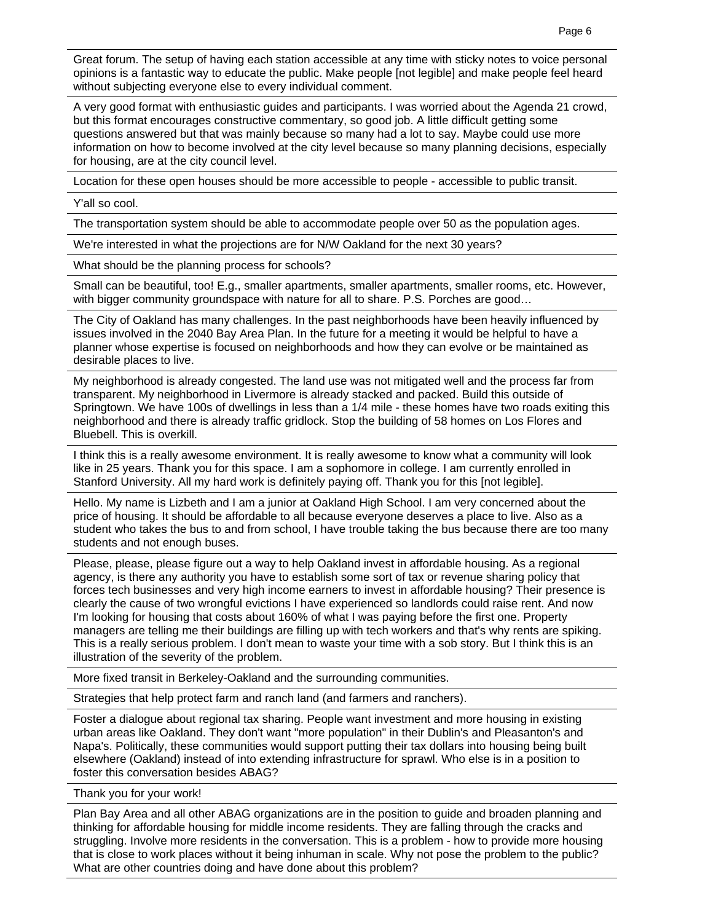Great forum. The setup of having each station accessible at any time with sticky notes to voice personal opinions is a fantastic way to educate the public. Make people [not legible] and make people feel heard without subjecting everyone else to every individual comment.

---

A very good format with enthusiastic guides and participants. I was worried about the Agenda 21 crowd, but this format encourages constructive commentary, so good job. A little difficult getting some questions answered but that was mainly because so many had a lot to say. Maybe could use more information on how to become involved at the city level because so many planning decisions, especially for housing, are at the city council level.

---

Location for these open houses should be more accessible to people - accessible to public transit.

---

Y'all so cool.

---

The transportation system should be able to accommodate people over 50 as the population ages.

---

We're interested in what the projections are for N/W Oakland for the next 30 years?

---

What should be the planning process for schools?

---

Small can be beautiful, too! E.g., smaller apartments, smaller apartments, smaller rooms, etc. However, with bigger community groundspace with nature for all to share. P.S. Porches are good…

---

The City of Oakland has many challenges. In the past neighborhoods have been heavily influenced by issues involved in the 2040 Bay Area Plan. In the future for a meeting it would be helpful to have a planner whose expertise is focused on neighborhoods and how they can evolve or be maintained as desirable places to live.

---

My neighborhood is already congested. The land use was not mitigated well and the process far from transparent. My neighborhood in Livermore is already stacked and packed. Build this outside of Springtown. We have 100s of dwellings in less than a 1/4 mile - these homes have two roads exiting this neighborhood and there is already traffic gridlock. Stop the building of 58 homes on Los Flores and Bluebell. This is overkill.

---

I think this is a really awesome environment. It is really awesome to know what a community will look like in 25 years. Thank you for this space. I am a sophomore in college. I am currently enrolled in Stanford University. All my hard work is definitely paying off. Thank you for this [not legible].

---

Hello. My name is Lizbeth and I am a junior at Oakland High School. I am very concerned about the price of housing. It should be affordable to all because everyone deserves a place to live. Also as a student who takes the bus to and from school, I have trouble taking the bus because there are too many students and not enough buses.

---

Please, please, please figure out a way to help Oakland invest in affordable housing. As a regional agency, is there any authority you have to establish some sort of tax or revenue sharing policy that forces tech businesses and very high income earners to invest in affordable housing? Their presence is clearly the cause of two wrongful evictions I have experienced so landlords could raise rent. And now I'm looking for housing that costs about 160% of what I was paying before the first one. Property managers are telling me their buildings are filling up with tech workers and that's why rents are spiking. This is a really serious problem. I don't mean to waste your time with a sob story. But I think this is an illustration of the severity of the problem.

---

More fixed transit in Berkeley-Oakland and the surrounding communities.

---

Strategies that help protect farm and ranch land (and farmers and ranchers).

---

Foster a dialogue about regional tax sharing. People want investment and more housing in existing urban areas like Oakland. They don't want "more population" in their Dublin's and Pleasanton's and Napa's. Politically, these communities would support putting their tax dollars into housing being built elsewhere (Oakland) instead of into extending infrastructure for sprawl. Who else is in a position to foster this conversation besides ABAG?

---

Thank you for your work!

---

Plan Bay Area and all other ABAG organizations are in the position to guide and broaden planning and thinking for affordable housing for middle income residents. They are falling through the cracks and struggling. Involve more residents in the conversation. This is a problem - how to provide more housing that is close to work places without it being inhuman in scale. Why not pose the problem to the public? What are other countries doing and have done about this problem?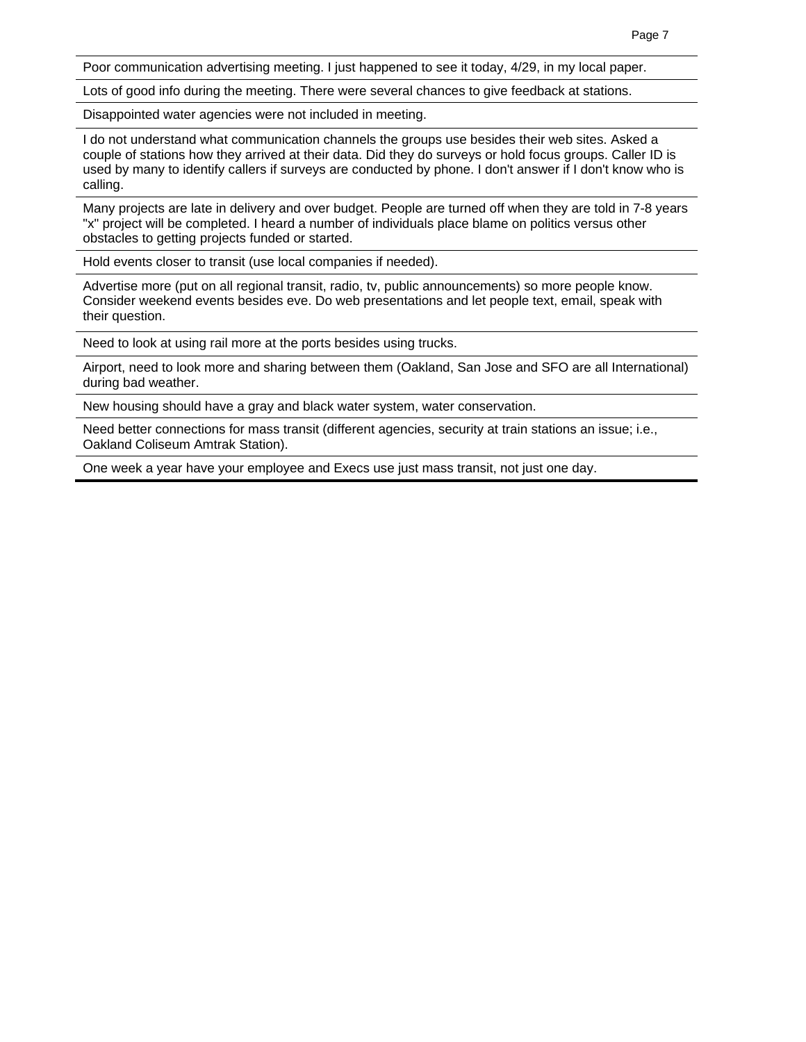| |
|---|
| Poor communication advertising meeting. I just happened to see it today, 4/29, in my local paper. |
| Lots of good info during the meeting. There were several chances to give feedback at stations. |
| Disappointed water agencies were not included in meeting. |
| I do not understand what communication channels the groups use besides their web sites. Asked a couple of stations how they arrived at their data. Did they do surveys or hold focus groups. Caller ID is used by many to identify callers if surveys are conducted by phone. I don't answer if I don't know who is calling. |
| Many projects are late in delivery and over budget. People are turned off when they are told in 7-8 years "x" project will be completed. I heard a number of individuals place blame on politics versus other obstacles to getting projects funded or started. |
| Hold events closer to transit (use local companies if needed). |
| Advertise more (put on all regional transit, radio, tv, public announcements) so more people know. Consider weekend events besides eve. Do web presentations and let people text, email, speak with their question. |
| Need to look at using rail more at the ports besides using trucks. |
| Airport, need to look more and sharing between them (Oakland, San Jose and SFO are all International) during bad weather. |
| New housing should have a gray and black water system, water conservation. |
| Need better connections for mass transit (different agencies, security at train stations an issue; i.e., Oakland Coliseum Amtrak Station). |
| One week a year have your employee and Execs use just mass transit, not just one day. |